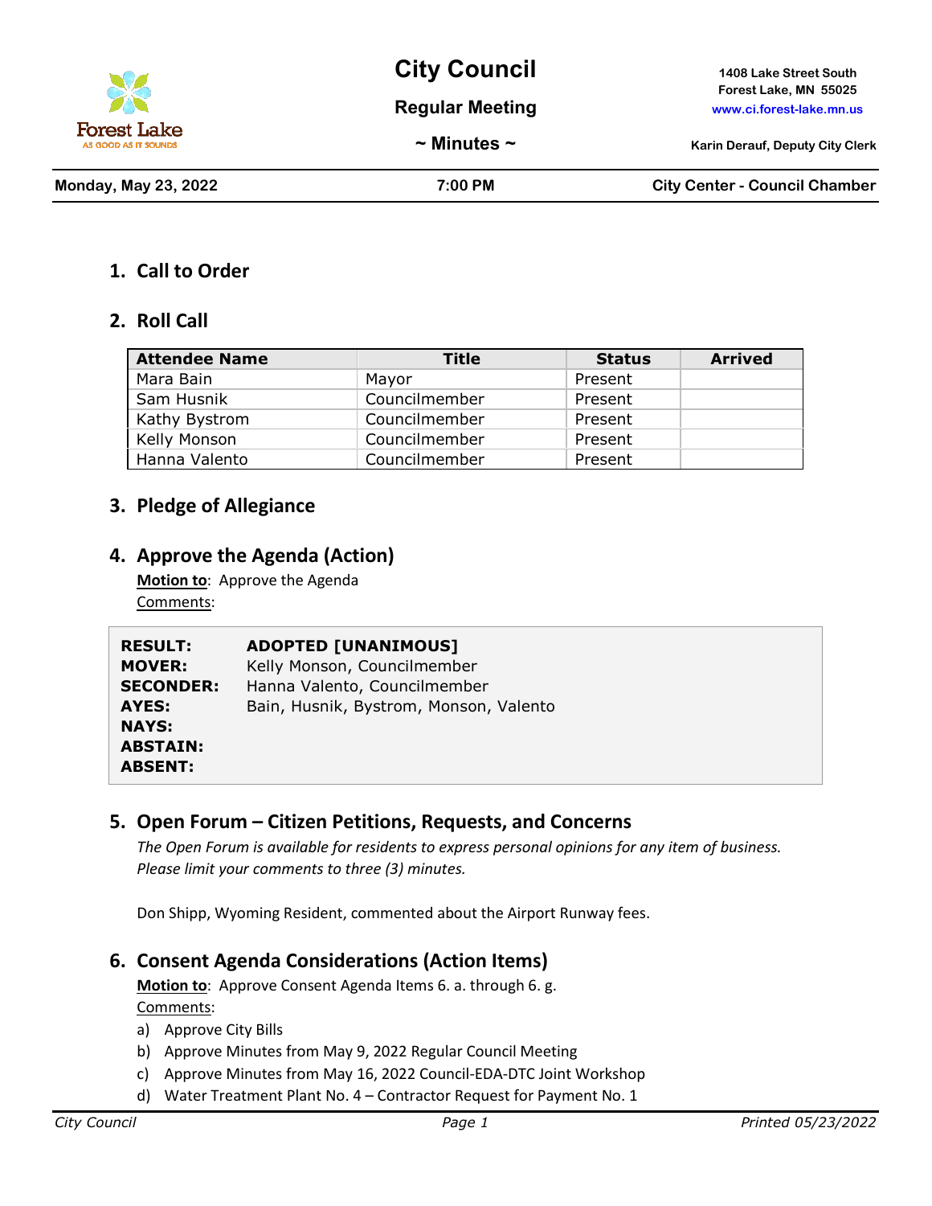# City Council

## Regular Meeting

## ~ Minutes ~

1408 Lake Street South
Forest Lake, MN 55025
www.ci.forest-lake.mn.us

Karin Derauf, Deputy City Clerk

**Monday, May 23, 2022** | **7:00 PM** | **City Center - Council Chamber**

## 1. Call to Order

## 2. Roll Call

| Attendee Name | Title | Status | Arrived |
|---|---|---|---|
| Mara Bain | Mayor | Present | |
| Sam Husnik | Councilmember | Present | |
| Kathy Bystrom | Councilmember | Present | |
| Kelly Monson | Councilmember | Present | |
| Hanna Valento | Councilmember | Present | |

## 3. Pledge of Allegiance

## 4. Approve the Agenda (Action)

**Motion to**: Approve the Agenda
Comments:

**RESULT:** **ADOPTED [UNANIMOUS]**
**MOVER:** Kelly Monson, Councilmember
**SECONDER:** Hanna Valento, Councilmember
**AYES:** Bain, Husnik, Bystrom, Monson, Valento
**NAYS:**
**ABSTAIN:**
**ABSENT:**

## 5. Open Forum – Citizen Petitions, Requests, and Concerns

*The Open Forum is available for residents to express personal opinions for any item of business. Please limit your comments to three (3) minutes.*

Don Shipp, Wyoming Resident, commented about the Airport Runway fees.

## 6. Consent Agenda Considerations (Action Items)

**Motion to**: Approve Consent Agenda Items 6. a. through 6. g.
Comments:

a) Approve City Bills
b) Approve Minutes from May 9, 2022 Regular Council Meeting
c) Approve Minutes from May 16, 2022 Council-EDA-DTC Joint Workshop
d) Water Treatment Plant No. 4 – Contractor Request for Payment No. 1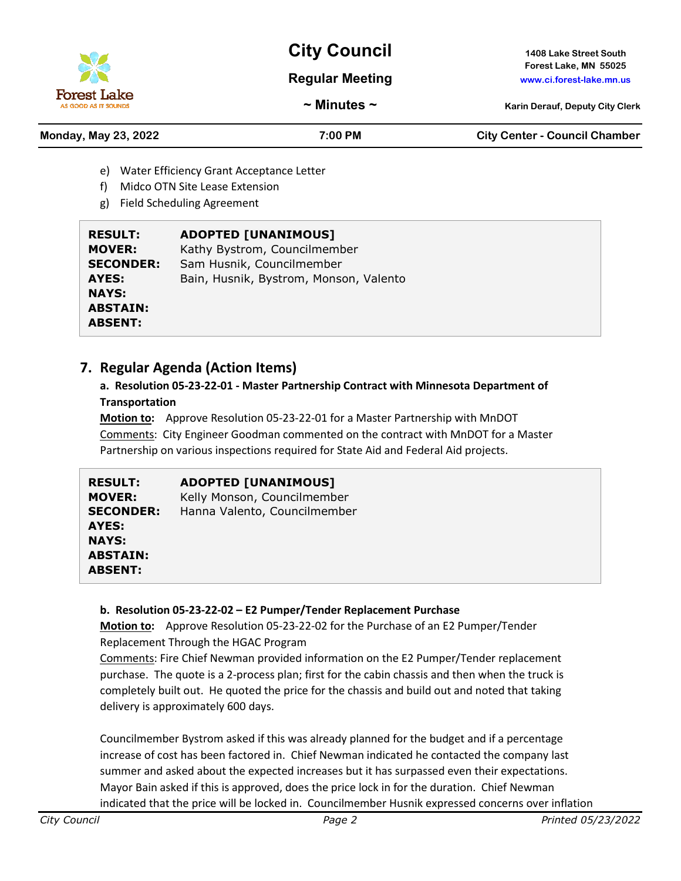e) Water Efficiency Grant Acceptance Letter
f) Midco OTN Site Lease Extension
g) Field Scheduling Agreement

| | |
|---|---|
| **RESULT:** | **ADOPTED [UNANIMOUS]** |
| **MOVER:** | Kathy Bystrom, Councilmember |
| **SECONDER:** | Sam Husnik, Councilmember |
| **AYES:** | Bain, Husnik, Bystrom, Monson, Valento |
| **NAYS:** | |
| **ABSTAIN:** | |
| **ABSENT:** | |

## 7. Regular Agenda (Action Items)

**a. Resolution 05-23-22-01 - Master Partnership Contract with Minnesota Department of Transportation**

**Motion to:** Approve Resolution 05-23-22-01 for a Master Partnership with MnDOT
Comments: City Engineer Goodman commented on the contract with MnDOT for a Master Partnership on various inspections required for State Aid and Federal Aid projects.

| | |
|---|---|
| **RESULT:** | **ADOPTED [UNANIMOUS]** |
| **MOVER:** | Kelly Monson, Councilmember |
| **SECONDER:** | Hanna Valento, Councilmember |
| **AYES:** | |
| **NAYS:** | |
| **ABSTAIN:** | |
| **ABSENT:** | |

**b. Resolution 05-23-22-02 – E2 Pumper/Tender Replacement Purchase**

**Motion to:** Approve Resolution 05-23-22-02 for the Purchase of an E2 Pumper/Tender Replacement Through the HGAC Program
Comments: Fire Chief Newman provided information on the E2 Pumper/Tender replacement purchase. The quote is a 2-process plan; first for the cabin chassis and then when the truck is completely built out. He quoted the price for the chassis and build out and noted that taking delivery is approximately 600 days.

Councilmember Bystrom asked if this was already planned for the budget and if a percentage increase of cost has been factored in. Chief Newman indicated he contacted the company last summer and asked about the expected increases but it has surpassed even their expectations. Mayor Bain asked if this is approved, does the price lock in for the duration. Chief Newman indicated that the price will be locked in. Councilmember Husnik expressed concerns over inflation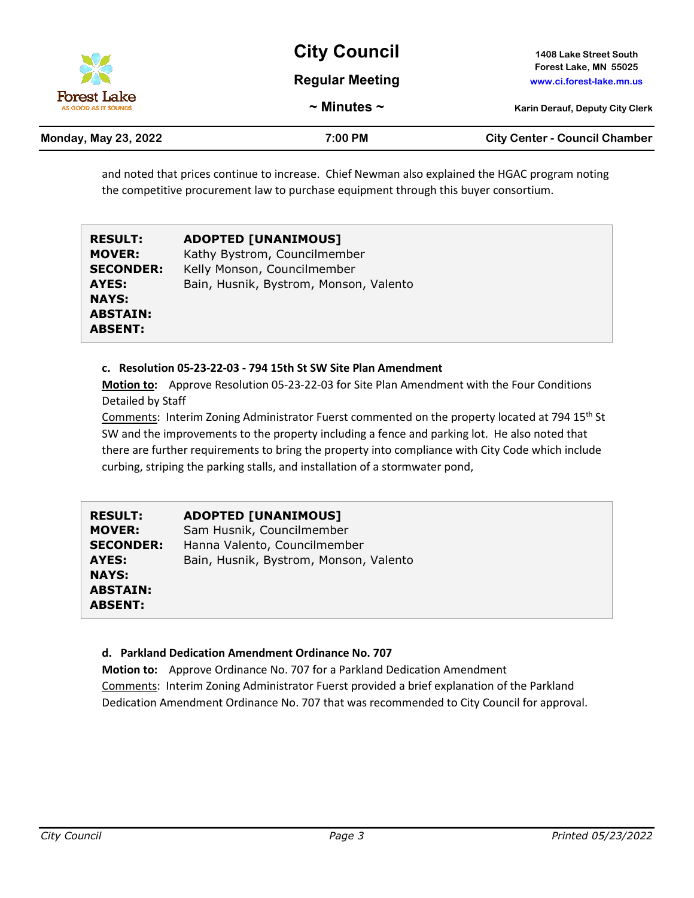and noted that prices continue to increase. Chief Newman also explained the HGAC program noting the competitive procurement law to purchase equipment through this buyer consortium.

| | |
|---|---|
| **RESULT:** | **ADOPTED [UNANIMOUS]** |
| **MOVER:** | Kathy Bystrom, Councilmember |
| **SECONDER:** | Kelly Monson, Councilmember |
| **AYES:** | Bain, Husnik, Bystrom, Monson, Valento |
| **NAYS:** | |
| **ABSTAIN:** | |
| **ABSENT:** | |

**c. Resolution 05-23-22-03 - 794 15th St SW Site Plan Amendment**

**Motion to:** Approve Resolution 05-23-22-03 for Site Plan Amendment with the Four Conditions Detailed by Staff

Comments: Interim Zoning Administrator Fuerst commented on the property located at 794 15th St SW and the improvements to the property including a fence and parking lot. He also noted that there are further requirements to bring the property into compliance with City Code which include curbing, striping the parking stalls, and installation of a stormwater pond,

| | |
|---|---|
| **RESULT:** | **ADOPTED [UNANIMOUS]** |
| **MOVER:** | Sam Husnik, Councilmember |
| **SECONDER:** | Hanna Valento, Councilmember |
| **AYES:** | Bain, Husnik, Bystrom, Monson, Valento |
| **NAYS:** | |
| **ABSTAIN:** | |
| **ABSENT:** | |

**d. Parkland Dedication Amendment Ordinance No. 707**

**Motion to:** Approve Ordinance No. 707 for a Parkland Dedication Amendment

Comments: Interim Zoning Administrator Fuerst provided a brief explanation of the Parkland Dedication Amendment Ordinance No. 707 that was recommended to City Council for approval.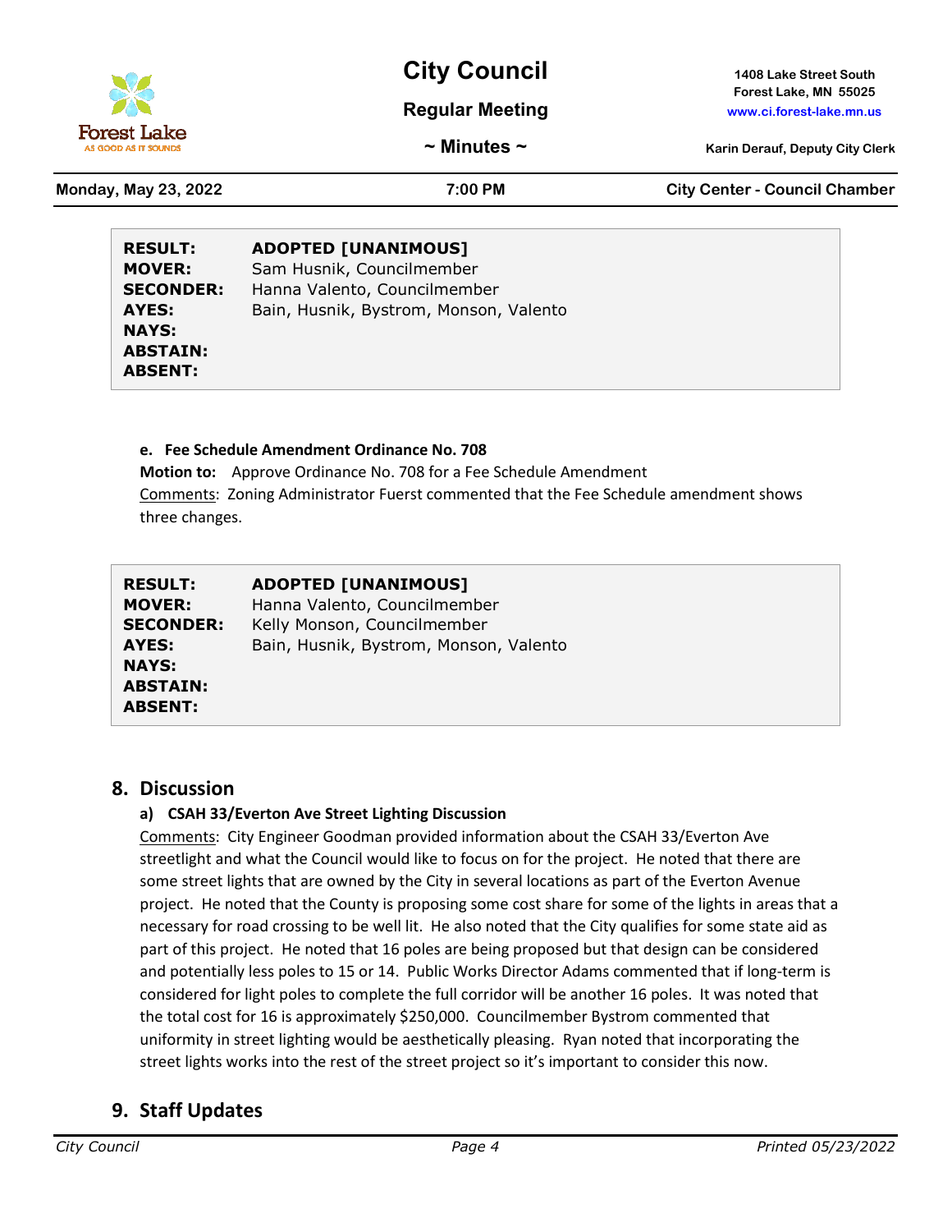| | |
|---|---|
| **RESULT:** | **ADOPTED [UNANIMOUS]** |
| **MOVER:** | Sam Husnik, Councilmember |
| **SECONDER:** | Hanna Valento, Councilmember |
| **AYES:** | Bain, Husnik, Bystrom, Monson, Valento |
| **NAYS:** | |
| **ABSTAIN:** | |
| **ABSENT:** | |

**e. Fee Schedule Amendment Ordinance No. 708**

**Motion to:** Approve Ordinance No. 708 for a Fee Schedule Amendment

Comments: Zoning Administrator Fuerst commented that the Fee Schedule amendment shows three changes.

| | |
|---|---|
| **RESULT:** | **ADOPTED [UNANIMOUS]** |
| **MOVER:** | Hanna Valento, Councilmember |
| **SECONDER:** | Kelly Monson, Councilmember |
| **AYES:** | Bain, Husnik, Bystrom, Monson, Valento |
| **NAYS:** | |
| **ABSTAIN:** | |
| **ABSENT:** | |

## 8. Discussion

### a) CSAH 33/Everton Ave Street Lighting Discussion

Comments: City Engineer Goodman provided information about the CSAH 33/Everton Ave streetlight and what the Council would like to focus on for the project. He noted that there are some street lights that are owned by the City in several locations as part of the Everton Avenue project. He noted that the County is proposing some cost share for some of the lights in areas that a necessary for road crossing to be well lit. He also noted that the City qualifies for some state aid as part of this project. He noted that 16 poles are being proposed but that design can be considered and potentially less poles to 15 or 14. Public Works Director Adams commented that if long-term is considered for light poles to complete the full corridor will be another 16 poles. It was noted that the total cost for 16 is approximately $250,000. Councilmember Bystrom commented that uniformity in street lighting would be aesthetically pleasing. Ryan noted that incorporating the street lights works into the rest of the street project so it's important to consider this now.

## 9. Staff Updates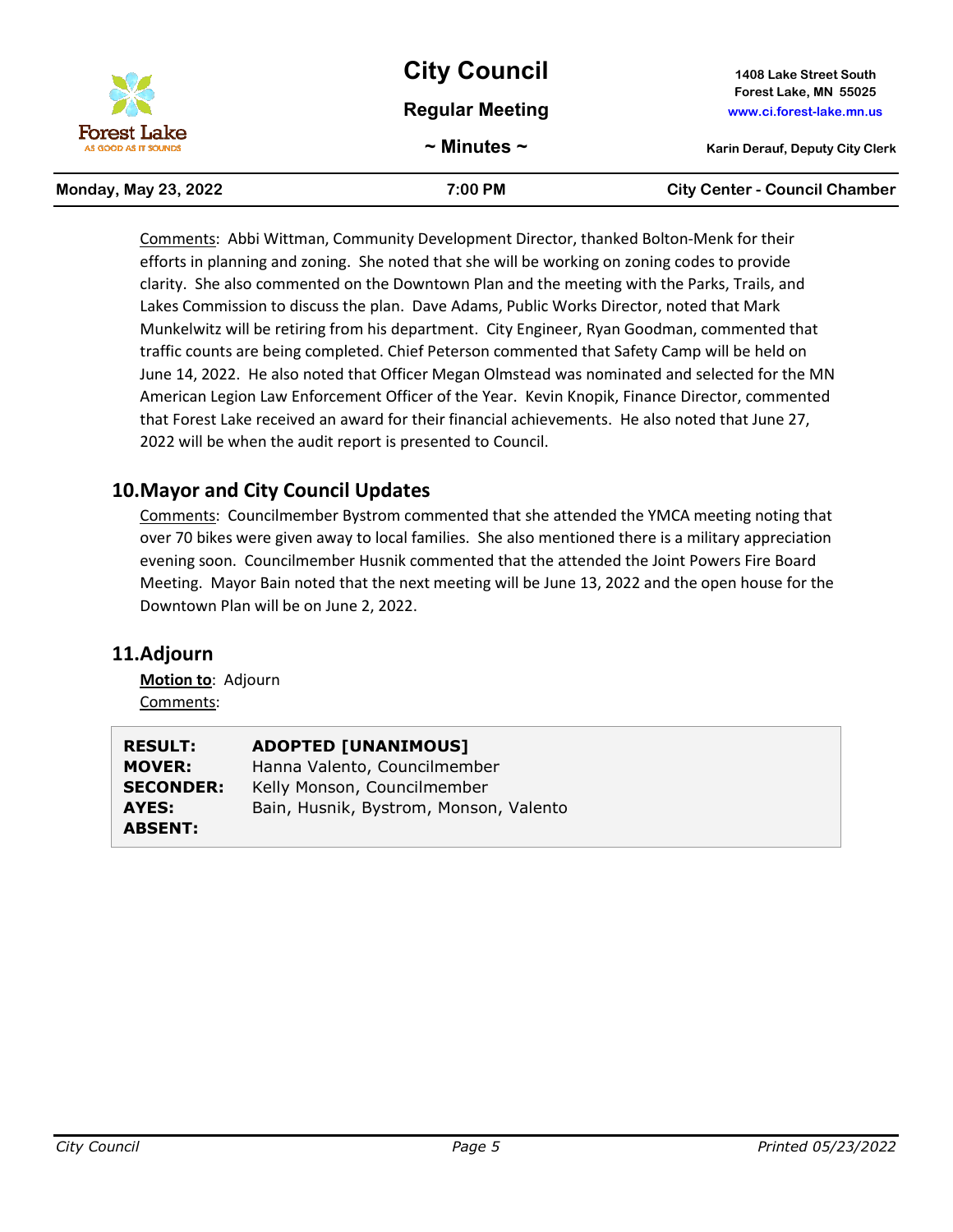Comments: Abbi Wittman, Community Development Director, thanked Bolton-Menk for their efforts in planning and zoning. She noted that she will be working on zoning codes to provide clarity. She also commented on the Downtown Plan and the meeting with the Parks, Trails, and Lakes Commission to discuss the plan. Dave Adams, Public Works Director, noted that Mark Munkelwitz will be retiring from his department. City Engineer, Ryan Goodman, commented that traffic counts are being completed. Chief Peterson commented that Safety Camp will be held on June 14, 2022. He also noted that Officer Megan Olmstead was nominated and selected for the MN American Legion Law Enforcement Officer of the Year. Kevin Knopik, Finance Director, commented that Forest Lake received an award for their financial achievements. He also noted that June 27, 2022 will be when the audit report is presented to Council.

## 10.Mayor and City Council Updates

Comments: Councilmember Bystrom commented that she attended the YMCA meeting noting that over 70 bikes were given away to local families. She also mentioned there is a military appreciation evening soon. Councilmember Husnik commented that the attended the Joint Powers Fire Board Meeting. Mayor Bain noted that the next meeting will be June 13, 2022 and the open house for the Downtown Plan will be on June 2, 2022.

## 11.Adjourn

**Motion to**: Adjourn

Comments:

| | |
|---|---|
| **RESULT:** | **ADOPTED [UNANIMOUS]** |
| **MOVER:** | Hanna Valento, Councilmember |
| **SECONDER:** | Kelly Monson, Councilmember |
| **AYES:** | Bain, Husnik, Bystrom, Monson, Valento |
| **ABSENT:** | |